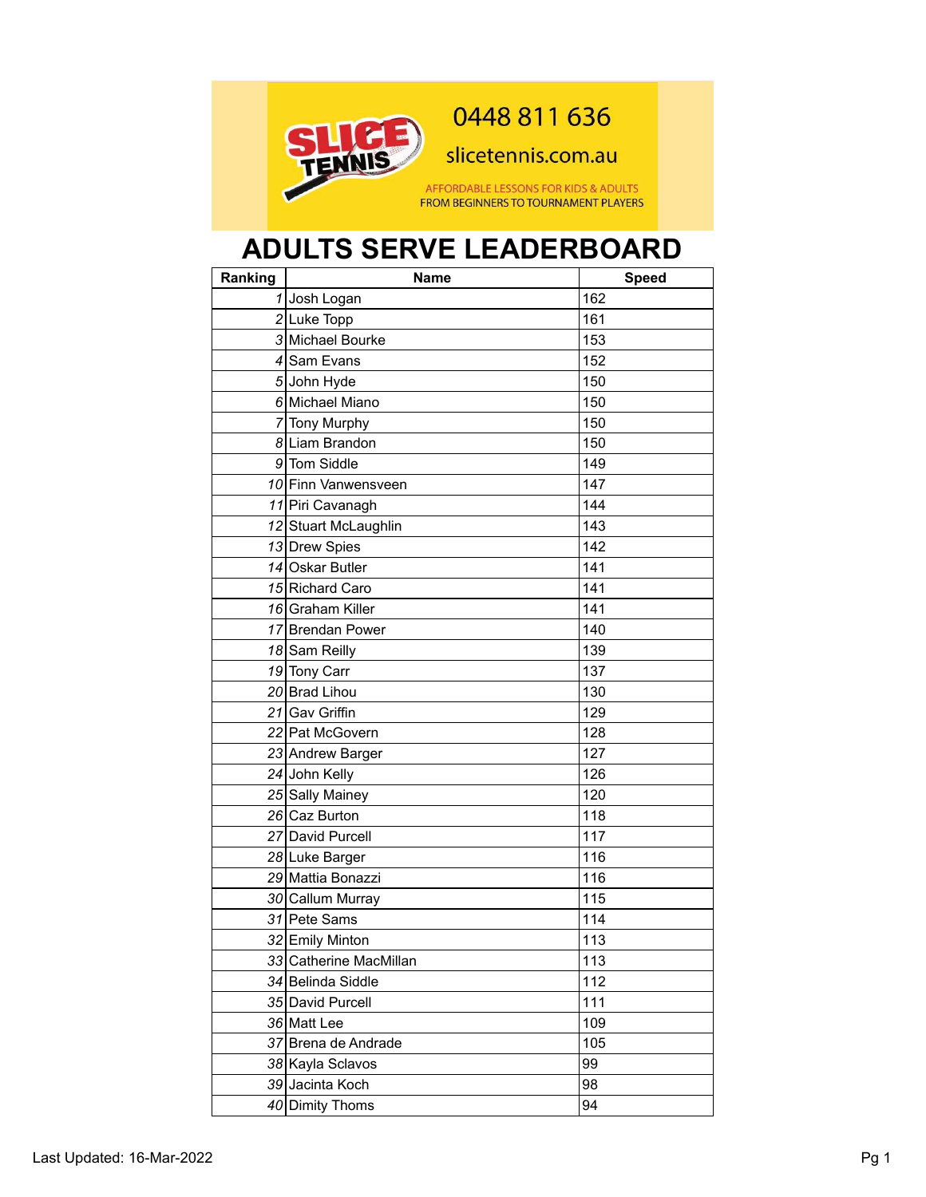0448 811 636

slicetennis.com.au

AFFORDABLE LESSONS FOR KIDS & ADULTS
FROM BEGINNERS TO TOURNAMENT PLAYERS

# ADULTS SERVE LEADERBOARD

| Ranking | Name | Speed |
|---|---|---|
| 1 | Josh Logan | 162 |
| 2 | Luke Topp | 161 |
| 3 | Michael Bourke | 153 |
| 4 | Sam Evans | 152 |
| 5 | John Hyde | 150 |
| 6 | Michael Miano | 150 |
| 7 | Tony Murphy | 150 |
| 8 | Liam Brandon | 150 |
| 9 | Tom Siddle | 149 |
| 10 | Finn Vanwensveen | 147 |
| 11 | Piri Cavanagh | 144 |
| 12 | Stuart McLaughlin | 143 |
| 13 | Drew Spies | 142 |
| 14 | Oskar Butler | 141 |
| 15 | Richard Caro | 141 |
| 16 | Graham Killer | 141 |
| 17 | Brendan Power | 140 |
| 18 | Sam Reilly | 139 |
| 19 | Tony Carr | 137 |
| 20 | Brad Lihou | 130 |
| 21 | Gav Griffin | 129 |
| 22 | Pat McGovern | 128 |
| 23 | Andrew Barger | 127 |
| 24 | John Kelly | 126 |
| 25 | Sally Mainey | 120 |
| 26 | Caz Burton | 118 |
| 27 | David Purcell | 117 |
| 28 | Luke Barger | 116 |
| 29 | Mattia Bonazzi | 116 |
| 30 | Callum Murray | 115 |
| 31 | Pete Sams | 114 |
| 32 | Emily Minton | 113 |
| 33 | Catherine MacMillan | 113 |
| 34 | Belinda Siddle | 112 |
| 35 | David Purcell | 111 |
| 36 | Matt Lee | 109 |
| 37 | Brena de Andrade | 105 |
| 38 | Kayla Sclavos | 99 |
| 39 | Jacinta Koch | 98 |
| 40 | Dimity Thoms | 94 |

Last Updated: 16-Mar-2022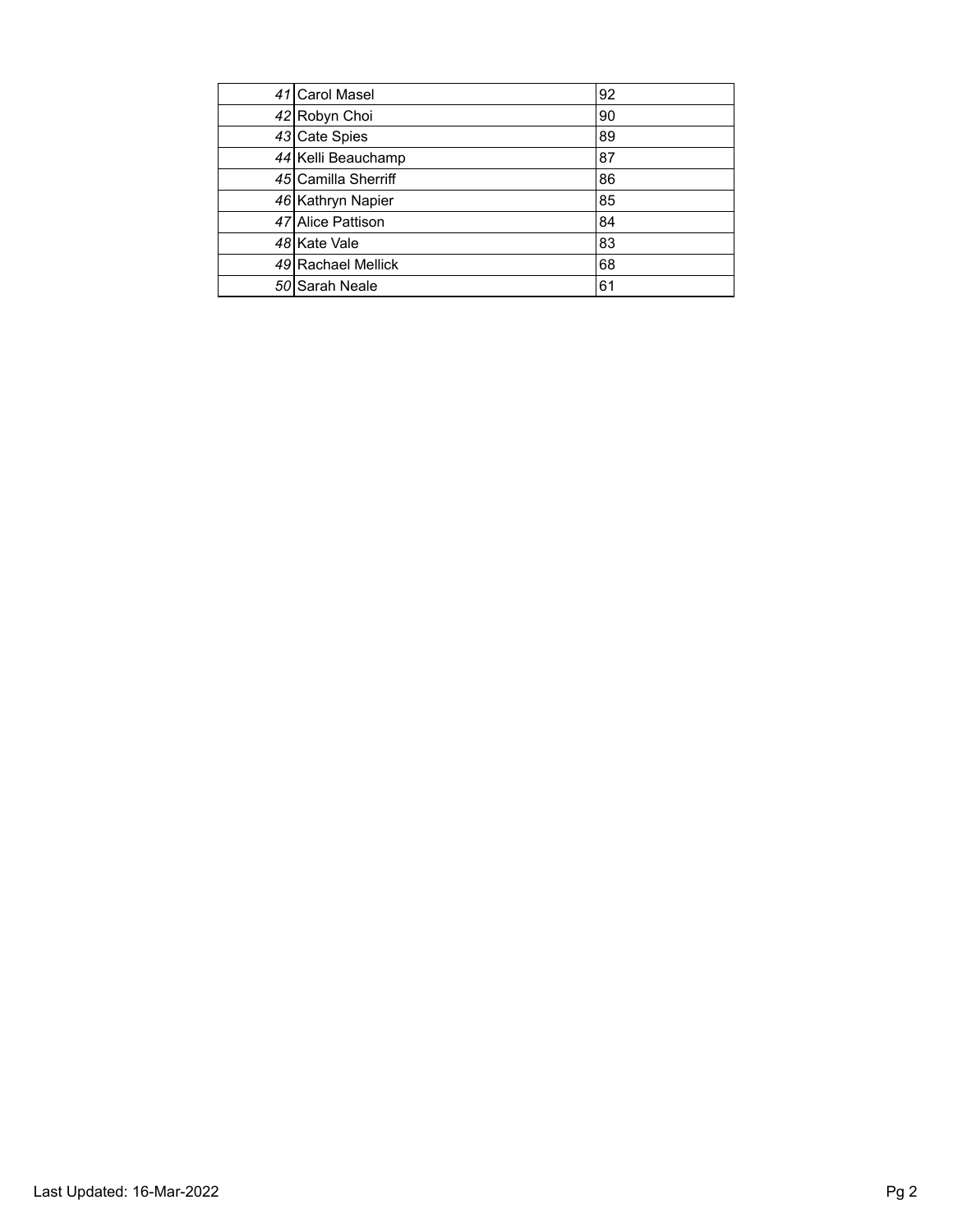| | | |
|---|---|---|
| *41* | Carol Masel | 92 |
| *42* | Robyn Choi | 90 |
| *43* | Cate Spies | 89 |
| *44* | Kelli Beauchamp | 87 |
| *45* | Camilla Sherriff | 86 |
| *46* | Kathryn Napier | 85 |
| *47* | Alice Pattison | 84 |
| *48* | Kate Vale | 83 |
| *49* | Rachael Mellick | 68 |
| *50* | Sarah Neale | 61 |

Last Updated: 16-Mar-2022